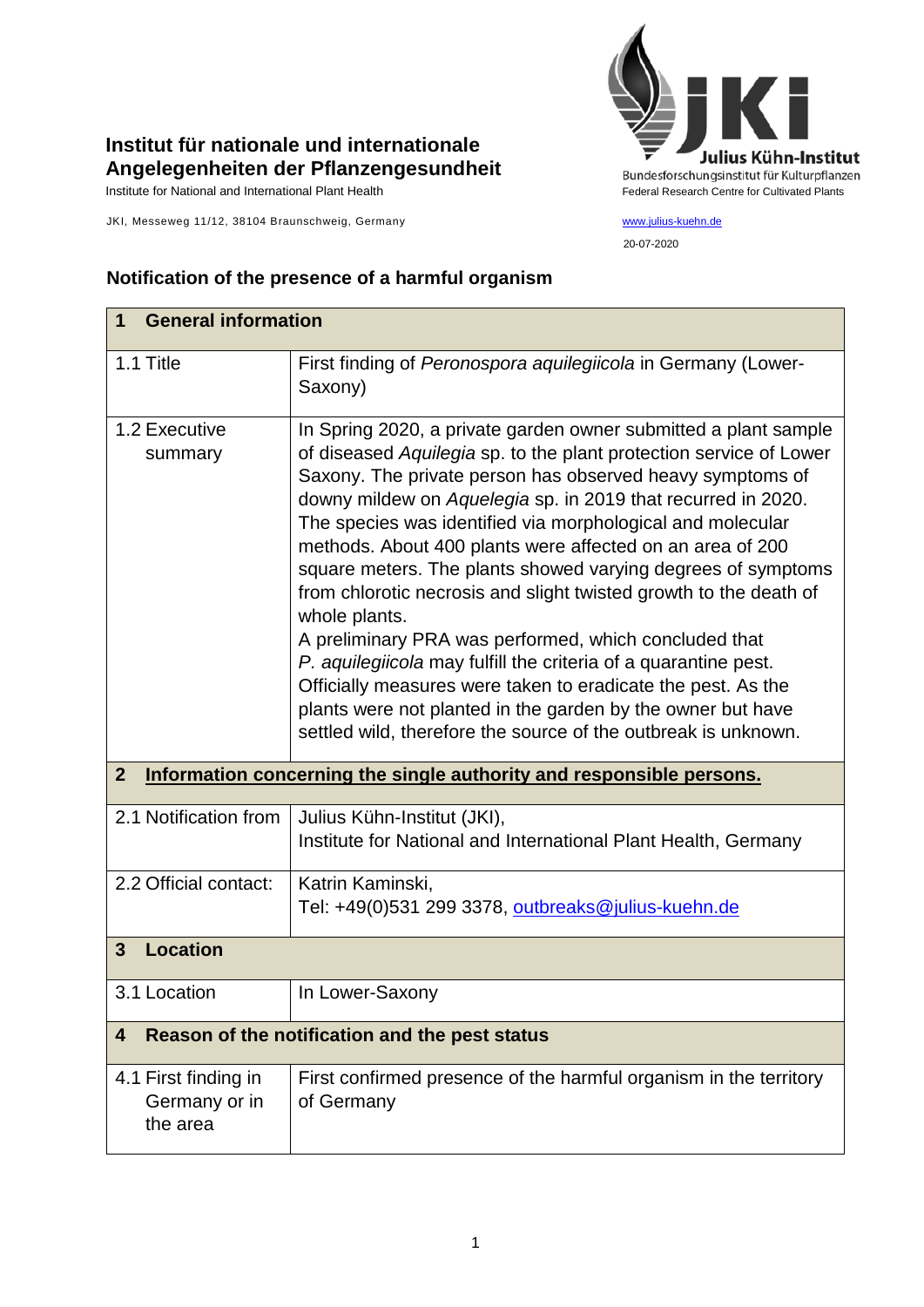**Institut für nationale und internationale Angelegenheiten der Pflanzengesundheit**

Institute for National and International Plant Health

JKI, Messeweg 11/12, 38104 Braunschweig, Germany

Julius Kühn-Institut
Bundesforschungsinstitut für Kulturpflanzen
Federal Research Centre for Cultivated Plants

www.julius-kuehn.de

20-07-2020

## Notification of the presence of a harmful organism

| **1 General information** | |
|---|---|
| 1.1 Title | First finding of *Peronospora aquilegiicola* in Germany (Lower-Saxony) |
| 1.2 Executive summary | In Spring 2020, a private garden owner submitted a plant sample of diseased *Aquilegia* sp. to the plant protection service of Lower Saxony. The private person has observed heavy symptoms of downy mildew on *Aquelegia* sp. in 2019 that recurred in 2020. The species was identified via morphological and molecular methods. About 400 plants were affected on an area of 200 square meters. The plants showed varying degrees of symptoms from chlorotic necrosis and slight twisted growth to the death of whole plants.<br>A preliminary PRA was performed, which concluded that *P. aquilegiicola* may fulfill the criteria of a quarantine pest. Officially measures were taken to eradicate the pest. As the plants were not planted in the garden by the owner but have settled wild, therefore the source of the outbreak is unknown. |
| **2 Information concerning the single authority and responsible persons.** | |
| 2.1 Notification from | Julius Kühn-Institut (JKI),<br>Institute for National and International Plant Health, Germany |
| 2.2 Official contact: | Katrin Kaminski,<br>Tel: +49(0)531 299 3378, outbreaks@julius-kuehn.de |
| **3 Location** | |
| 3.1 Location | In Lower-Saxony |
| **4 Reason of the notification and the pest status** | |
| 4.1 First finding in Germany or in the area | First confirmed presence of the harmful organism in the territory of Germany |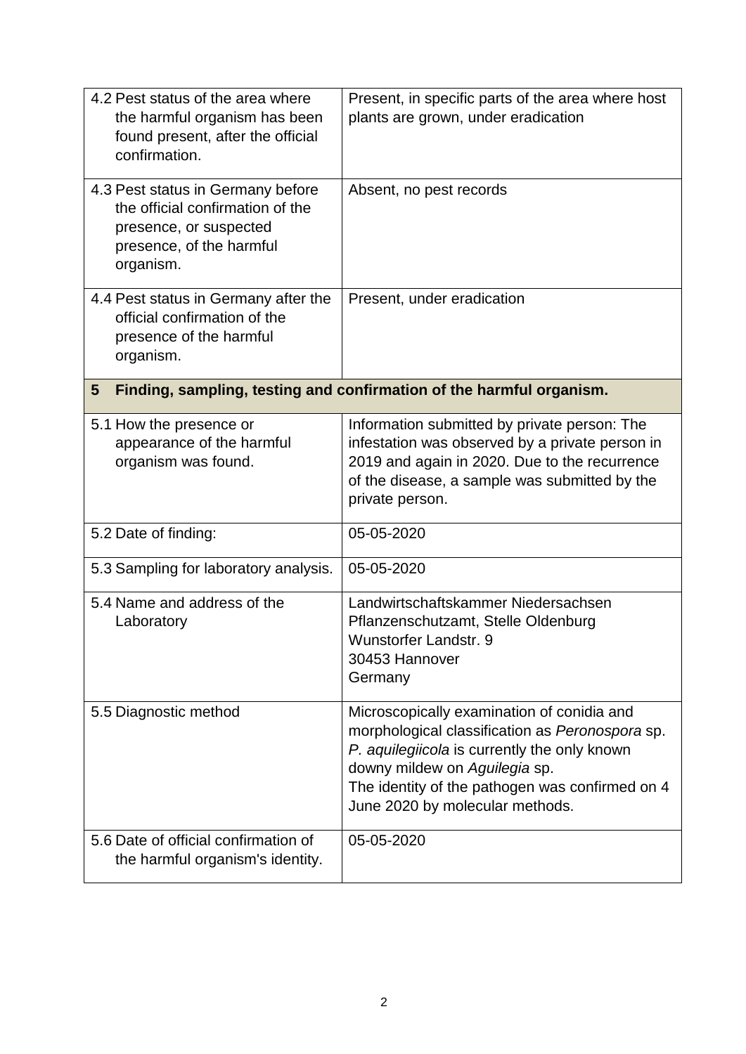| | |
|---|---|
| 4.2 Pest status of the area where the harmful organism has been found present, after the official confirmation. | Present, in specific parts of the area where host plants are grown, under eradication |
| 4.3 Pest status in Germany before the official confirmation of the presence, or suspected presence, of the harmful organism. | Absent, no pest records |
| 4.4 Pest status in Germany after the official confirmation of the presence of the harmful organism. | Present, under eradication |

## 5 Finding, sampling, testing and confirmation of the harmful organism.

| | |
|---|---|
| 5.1 How the presence or appearance of the harmful organism was found. | Information submitted by private person: The infestation was observed by a private person in 2019 and again in 2020. Due to the recurrence of the disease, a sample was submitted by the private person. |
| 5.2 Date of finding: | 05-05-2020 |
| 5.3 Sampling for laboratory analysis. | 05-05-2020 |
| 5.4 Name and address of the Laboratory | Landwirtschaftskammer Niedersachsen<br>Pflanzenschutzamt, Stelle Oldenburg<br>Wunstorfer Landstr. 9<br>30453 Hannover<br>Germany |
| 5.5 Diagnostic method | Microscopically examination of conidia and morphological classification as *Peronospora* sp. *P. aquilegiicola* is currently the only known downy mildew on *Aguilegia* sp.<br>The identity of the pathogen was confirmed on 4 June 2020 by molecular methods. |
| 5.6 Date of official confirmation of the harmful organism's identity. | 05-05-2020 |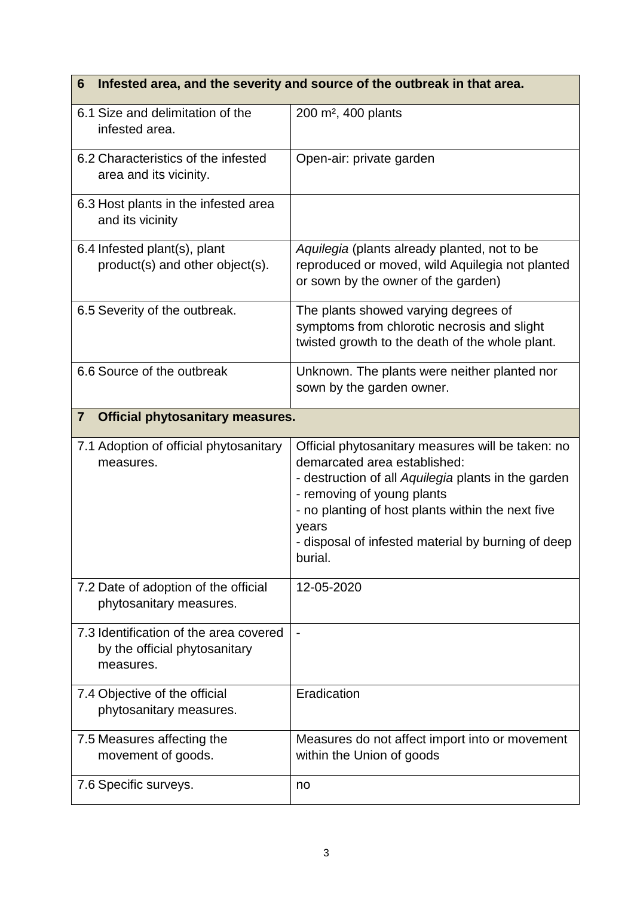| 6 Infested area, and the severity and source of the outbreak in that area. | |
|---|---|
| 6.1 Size and delimitation of the infested area. | 200 m², 400 plants |
| 6.2 Characteristics of the infested area and its vicinity. | Open-air: private garden |
| 6.3 Host plants in the infested area and its vicinity | |
| 6.4 Infested plant(s), plant product(s) and other object(s). | *Aquilegia* (plants already planted, not to be reproduced or moved, wild Aquilegia not planted or sown by the owner of the garden) |
| 6.5 Severity of the outbreak. | The plants showed varying degrees of symptoms from chlorotic necrosis and slight twisted growth to the death of the whole plant. |
| 6.6 Source of the outbreak | Unknown. The plants were neither planted nor sown by the garden owner. |

| 7 Official phytosanitary measures. | |
|---|---|
| 7.1 Adoption of official phytosanitary measures. | Official phytosanitary measures will be taken: no demarcated area established:<br>- destruction of all *Aquilegia* plants in the garden<br>- removing of young plants<br>- no planting of host plants within the next five years<br>- disposal of infested material by burning of deep burial. |
| 7.2 Date of adoption of the official phytosanitary measures. | 12-05-2020 |
| 7.3 Identification of the area covered by the official phytosanitary measures. | - |
| 7.4 Objective of the official phytosanitary measures. | Eradication |
| 7.5 Measures affecting the movement of goods. | Measures do not affect import into or movement within the Union of goods |
| 7.6 Specific surveys. | no |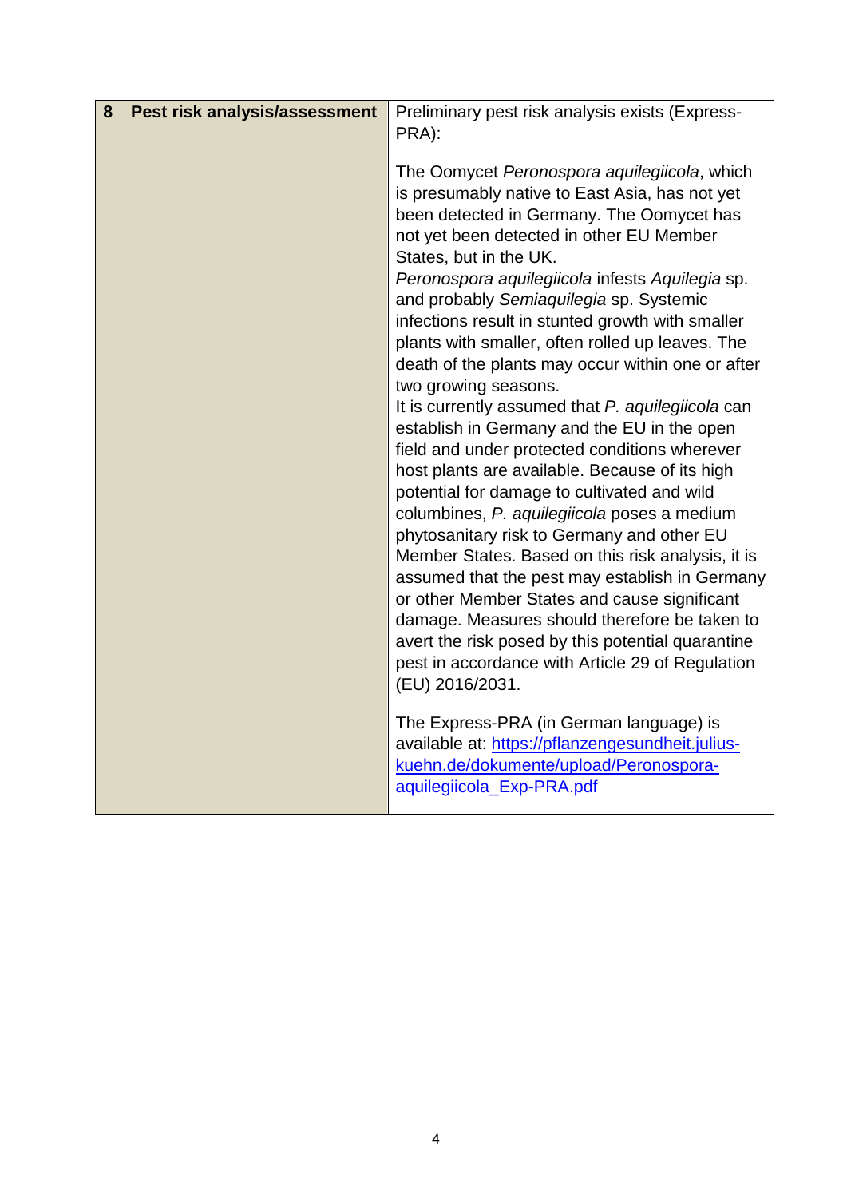| | |
|---|---|
| **8 Pest risk analysis/assessment** | Preliminary pest risk analysis exists (Express-PRA):<br><br>The Oomycet *Peronospora aquilegiicola*, which is presumably native to East Asia, has not yet been detected in Germany. The Oomycet has not yet been detected in other EU Member States, but in the UK.<br>*Peronospora aquilegiicola* infests *Aquilegia* sp. and probably *Semiaquilegia* sp. Systemic infections result in stunted growth with smaller plants with smaller, often rolled up leaves. The death of the plants may occur within one or after two growing seasons.<br>It is currently assumed that *P. aquilegiicola* can establish in Germany and the EU in the open field and under protected conditions wherever host plants are available. Because of its high potential for damage to cultivated and wild columbines, *P. aquilegiicola* poses a medium phytosanitary risk to Germany and other EU Member States. Based on this risk analysis, it is assumed that the pest may establish in Germany or other Member States and cause significant damage. Measures should therefore be taken to avert the risk posed by this potential quarantine pest in accordance with Article 29 of Regulation (EU) 2016/2031.<br><br>The Express-PRA (in German language) is available at: https://pflanzengesundheit.julius-kuehn.de/dokumente/upload/Peronospora-aquilegiicola_Exp-PRA.pdf |